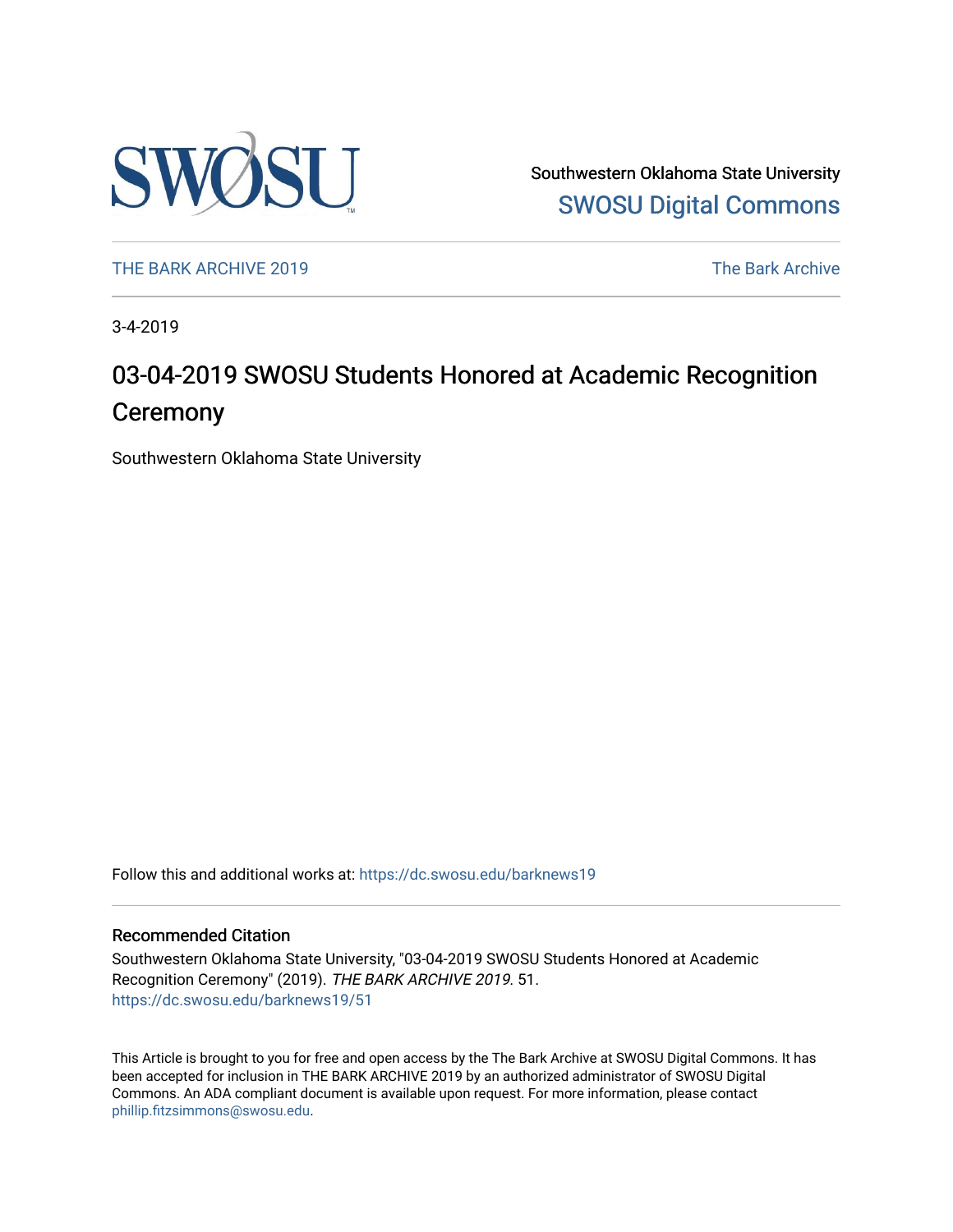Southwestern Oklahoma State University

SWOSU Digital Commons

THE BARK ARCHIVE 2019

The Bark Archive

3-4-2019

# 03-04-2019 SWOSU Students Honored at Academic Recognition Ceremony

Southwestern Oklahoma State University

Follow this and additional works at: https://dc.swosu.edu/barknews19

## Recommended Citation

Southwestern Oklahoma State University, "03-04-2019 SWOSU Students Honored at Academic Recognition Ceremony" (2019). *THE BARK ARCHIVE 2019*. 51.
https://dc.swosu.edu/barknews19/51

This Article is brought to you for free and open access by the The Bark Archive at SWOSU Digital Commons. It has been accepted for inclusion in THE BARK ARCHIVE 2019 by an authorized administrator of SWOSU Digital Commons. An ADA compliant document is available upon request. For more information, please contact phillip.fitzsimmons@swosu.edu.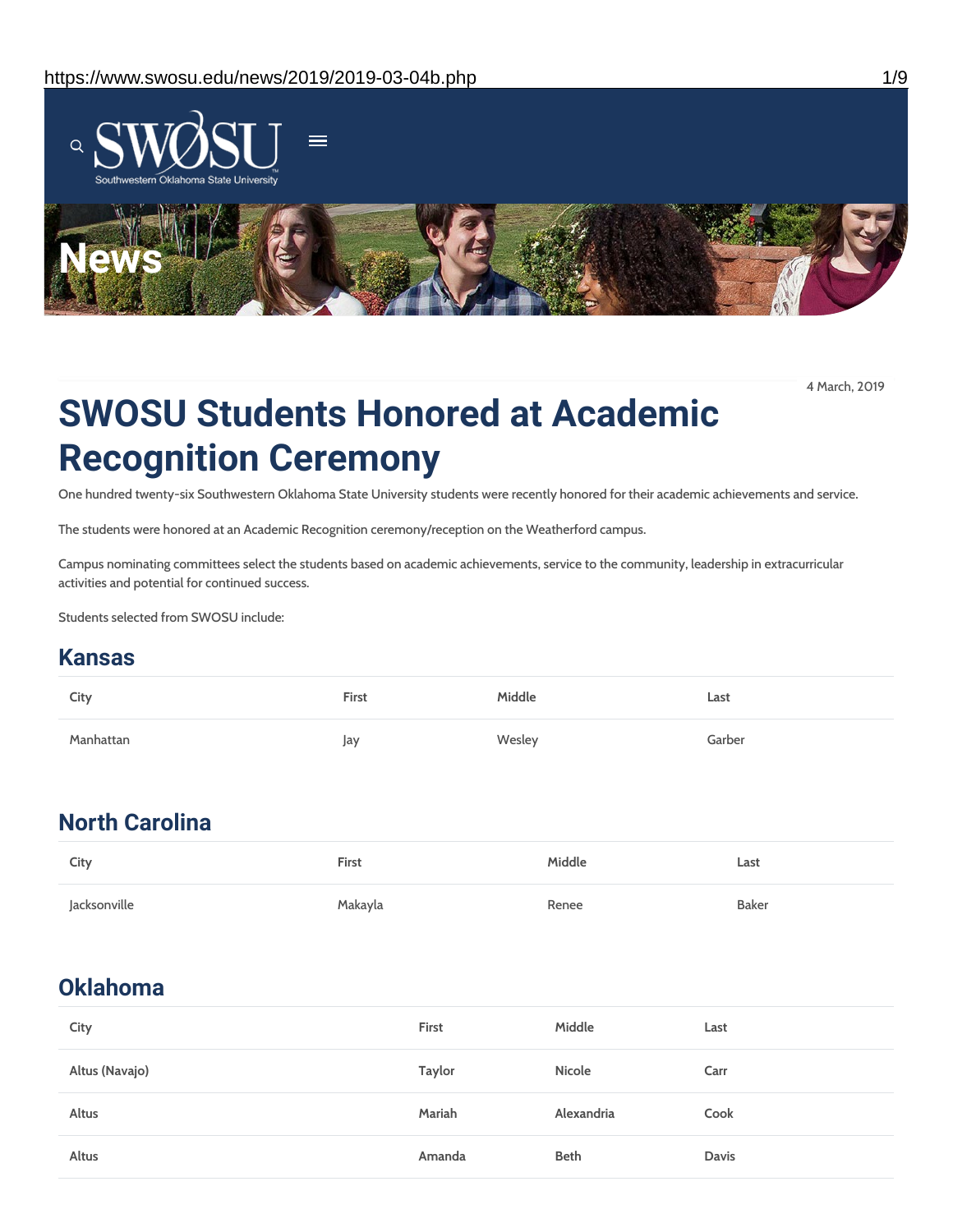4 March, 2019

# SWOSU Students Honored at Academic Recognition Ceremony

One hundred twenty-six Southwestern Oklahoma State University students were recently honored for their academic achievements and service.

The students were honored at an Academic Recognition ceremony/reception on the Weatherford campus.

Campus nominating committees select the students based on academic achievements, service to the community, leadership in extracurricular activities and potential for continued success.

Students selected from SWOSU include:

## Kansas

| City | First | Middle | Last |
|---|---|---|---|
| Manhattan | Jay | Wesley | Garber |

## North Carolina

| City | First | Middle | Last |
|---|---|---|---|
| Jacksonville | Makayla | Renee | Baker |

## Oklahoma

| City | First | Middle | Last |
|---|---|---|---|
| Altus (Navajo) | Taylor | Nicole | Carr |
| Altus | Mariah | Alexandria | Cook |
| Altus | Amanda | Beth | Davis |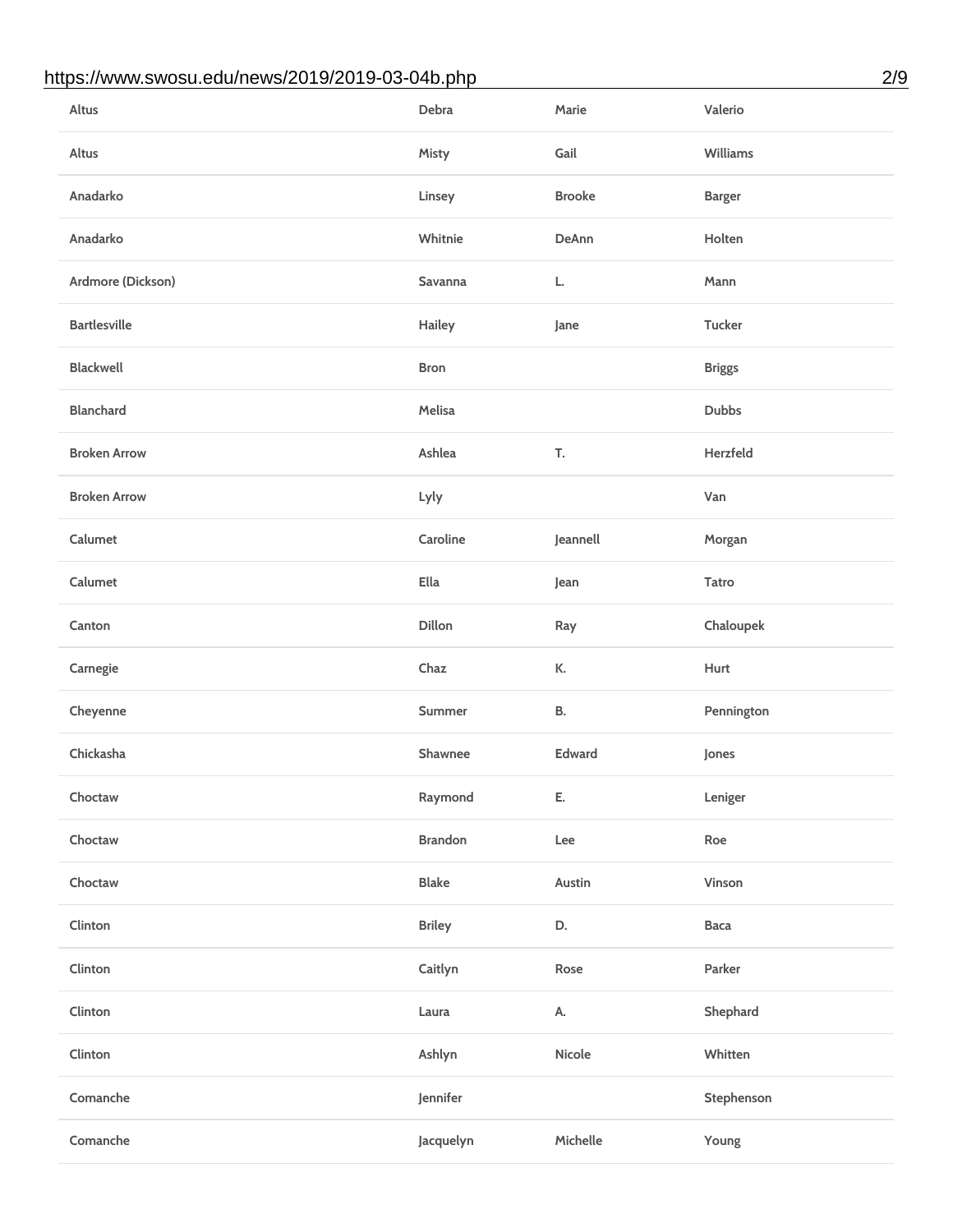| | | | |
|---|---|---|---|
| Altus | Debra | Marie | Valerio |
| Altus | Misty | Gail | Williams |
| Anadarko | Linsey | Brooke | Barger |
| Anadarko | Whitnie | DeAnn | Holten |
| Ardmore (Dickson) | Savanna | L. | Mann |
| Bartlesville | Hailey | Jane | Tucker |
| Blackwell | Bron | | Briggs |
| Blanchard | Melisa | | Dubbs |
| Broken Arrow | Ashlea | T. | Herzfeld |
| Broken Arrow | Lyly | | Van |
| Calumet | Caroline | Jeannell | Morgan |
| Calumet | Ella | Jean | Tatro |
| Canton | Dillon | Ray | Chaloupek |
| Carnegie | Chaz | K. | Hurt |
| Cheyenne | Summer | B. | Pennington |
| Chickasha | Shawnee | Edward | Jones |
| Choctaw | Raymond | E. | Leniger |
| Choctaw | Brandon | Lee | Roe |
| Choctaw | Blake | Austin | Vinson |
| Clinton | Briley | D. | Baca |
| Clinton | Caitlyn | Rose | Parker |
| Clinton | Laura | A. | Shephard |
| Clinton | Ashlyn | Nicole | Whitten |
| Comanche | Jennifer | | Stephenson |
| Comanche | Jacquelyn | Michelle | Young |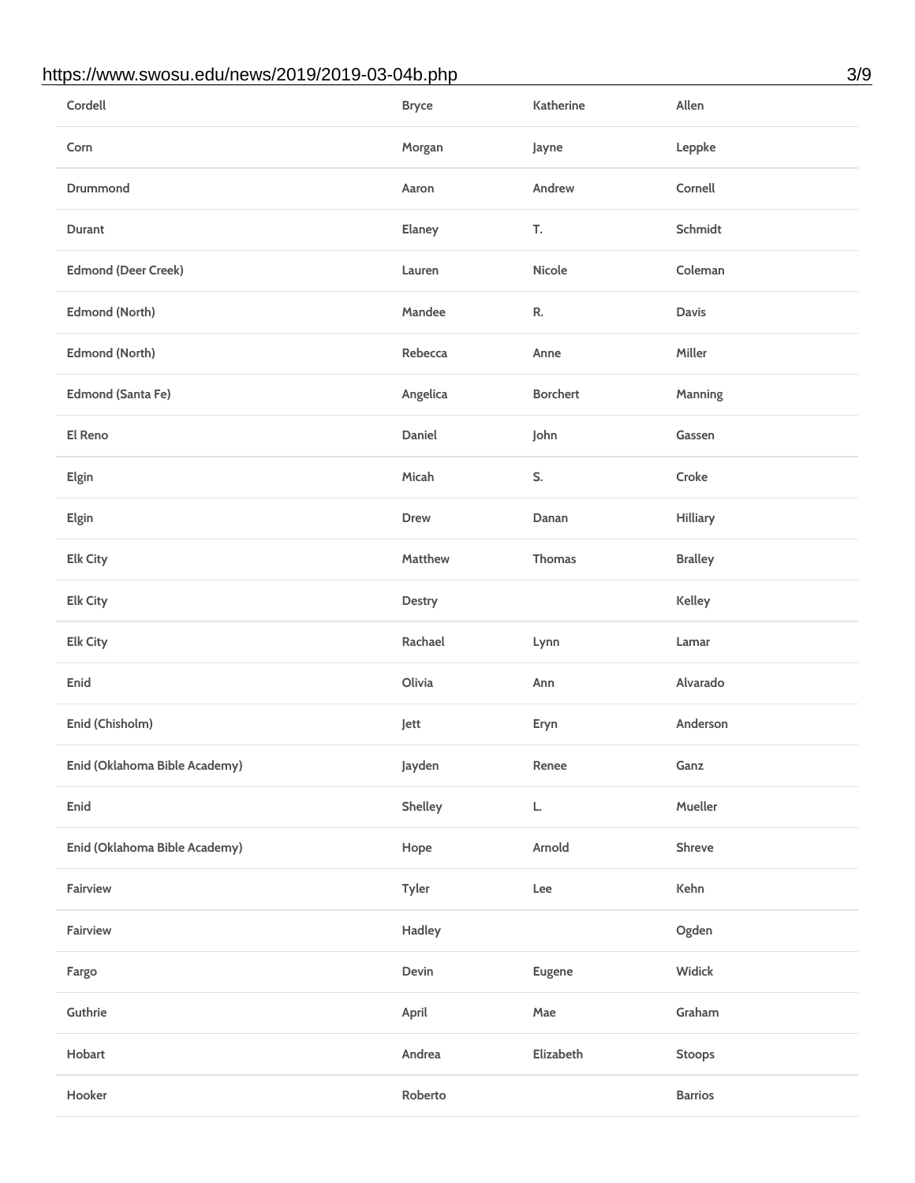| | | | |
|---|---|---|---|
| Cordell | Bryce | Katherine | Allen |
| Corn | Morgan | Jayne | Leppke |
| Drummond | Aaron | Andrew | Cornell |
| Durant | Elaney | T. | Schmidt |
| Edmond (Deer Creek) | Lauren | Nicole | Coleman |
| Edmond (North) | Mandee | R. | Davis |
| Edmond (North) | Rebecca | Anne | Miller |
| Edmond (Santa Fe) | Angelica | Borchert | Manning |
| El Reno | Daniel | John | Gassen |
| Elgin | Micah | S. | Croke |
| Elgin | Drew | Danan | Hilliary |
| Elk City | Matthew | Thomas | Bralley |
| Elk City | Destry | | Kelley |
| Elk City | Rachael | Lynn | Lamar |
| Enid | Olivia | Ann | Alvarado |
| Enid (Chisholm) | Jett | Eryn | Anderson |
| Enid (Oklahoma Bible Academy) | Jayden | Renee | Ganz |
| Enid | Shelley | L. | Mueller |
| Enid (Oklahoma Bible Academy) | Hope | Arnold | Shreve |
| Fairview | Tyler | Lee | Kehn |
| Fairview | Hadley | | Ogden |
| Fargo | Devin | Eugene | Widick |
| Guthrie | April | Mae | Graham |
| Hobart | Andrea | Elizabeth | Stoops |
| Hooker | Roberto | | Barrios |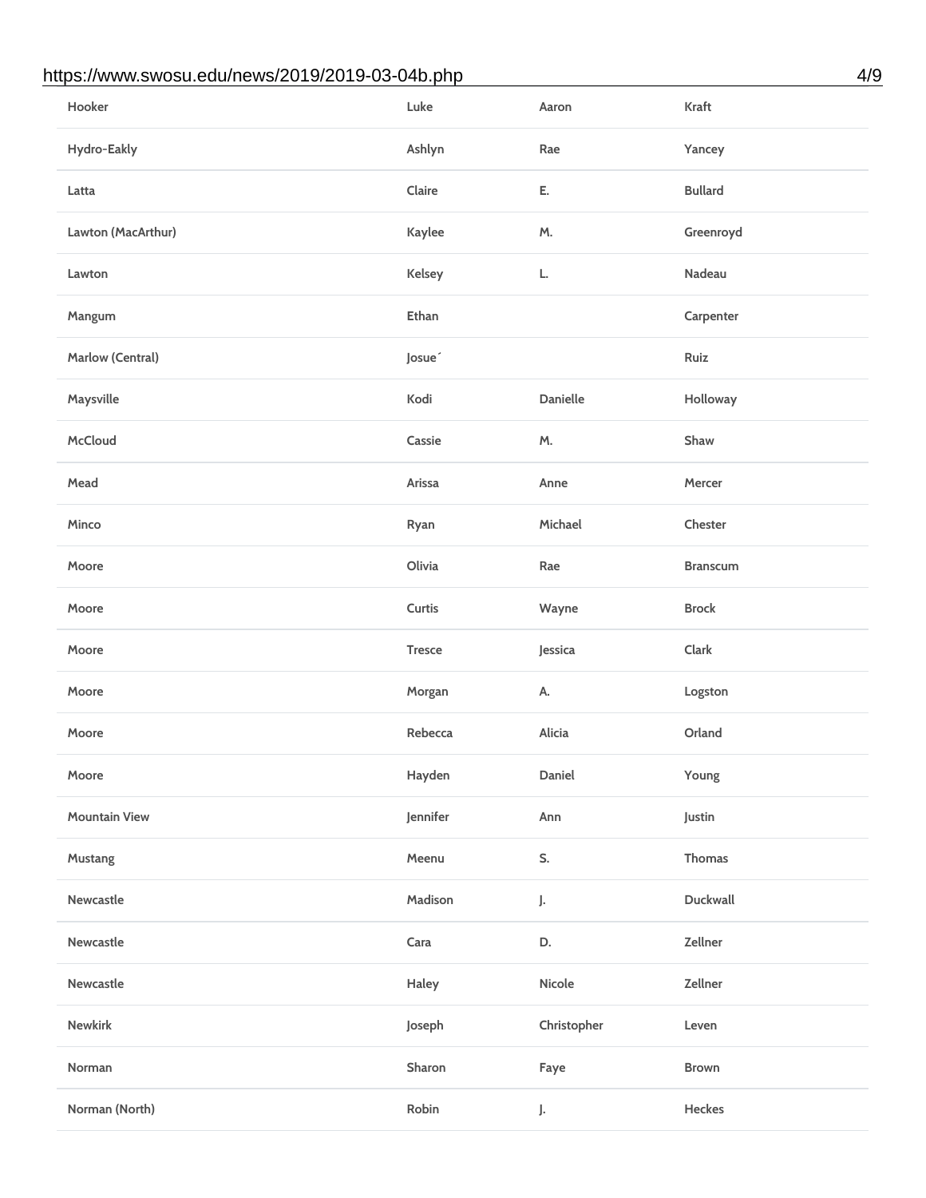| | | | |
|---|---|---|---|
| Hooker | Luke | Aaron | Kraft |
| Hydro-Eakly | Ashlyn | Rae | Yancey |
| Latta | Claire | E. | Bullard |
| Lawton (MacArthur) | Kaylee | M. | Greenroyd |
| Lawton | Kelsey | L. | Nadeau |
| Mangum | Ethan | | Carpenter |
| Marlow (Central) | Josue´ | | Ruiz |
| Maysville | Kodi | Danielle | Holloway |
| McCloud | Cassie | M. | Shaw |
| Mead | Arissa | Anne | Mercer |
| Minco | Ryan | Michael | Chester |
| Moore | Olivia | Rae | Branscum |
| Moore | Curtis | Wayne | Brock |
| Moore | Tresce | Jessica | Clark |
| Moore | Morgan | A. | Logston |
| Moore | Rebecca | Alicia | Orland |
| Moore | Hayden | Daniel | Young |
| Mountain View | Jennifer | Ann | Justin |
| Mustang | Meenu | S. | Thomas |
| Newcastle | Madison | J. | Duckwall |
| Newcastle | Cara | D. | Zellner |
| Newcastle | Haley | Nicole | Zellner |
| Newkirk | Joseph | Christopher | Leven |
| Norman | Sharon | Faye | Brown |
| Norman (North) | Robin | J. | Heckes |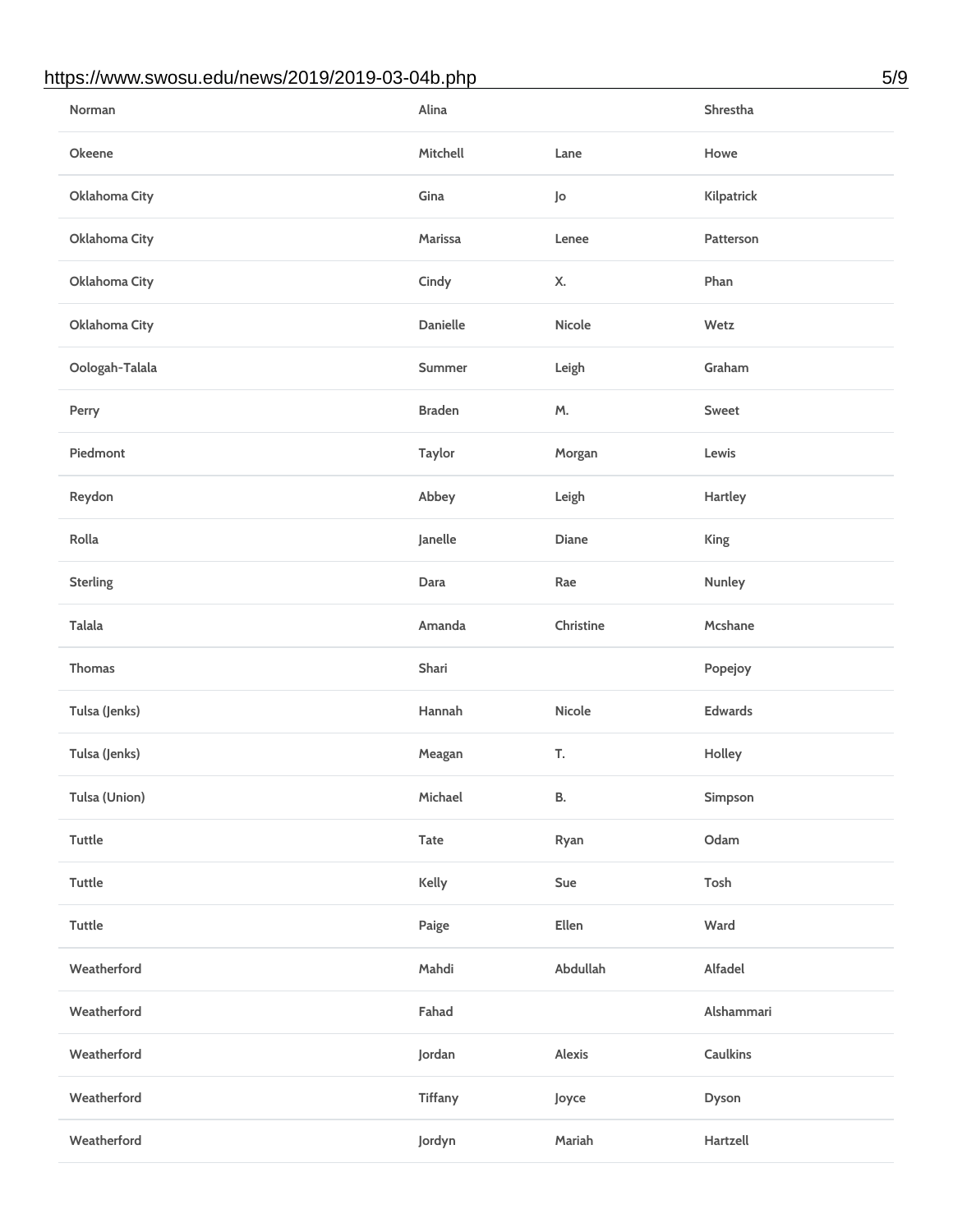| | | | |
|---|---|---|---|
| Norman | Alina | | Shrestha |
| Okeene | Mitchell | Lane | Howe |
| Oklahoma City | Gina | Jo | Kilpatrick |
| Oklahoma City | Marissa | Lenee | Patterson |
| Oklahoma City | Cindy | X. | Phan |
| Oklahoma City | Danielle | Nicole | Wetz |
| Oologah-Talala | Summer | Leigh | Graham |
| Perry | Braden | M. | Sweet |
| Piedmont | Taylor | Morgan | Lewis |
| Reydon | Abbey | Leigh | Hartley |
| Rolla | Janelle | Diane | King |
| Sterling | Dara | Rae | Nunley |
| Talala | Amanda | Christine | Mcshane |
| Thomas | Shari | | Popejoy |
| Tulsa (Jenks) | Hannah | Nicole | Edwards |
| Tulsa (Jenks) | Meagan | T. | Holley |
| Tulsa (Union) | Michael | B. | Simpson |
| Tuttle | Tate | Ryan | Odam |
| Tuttle | Kelly | Sue | Tosh |
| Tuttle | Paige | Ellen | Ward |
| Weatherford | Mahdi | Abdullah | Alfadel |
| Weatherford | Fahad | | Alshammari |
| Weatherford | Jordan | Alexis | Caulkins |
| Weatherford | Tiffany | Joyce | Dyson |
| Weatherford | Jordyn | Mariah | Hartzell |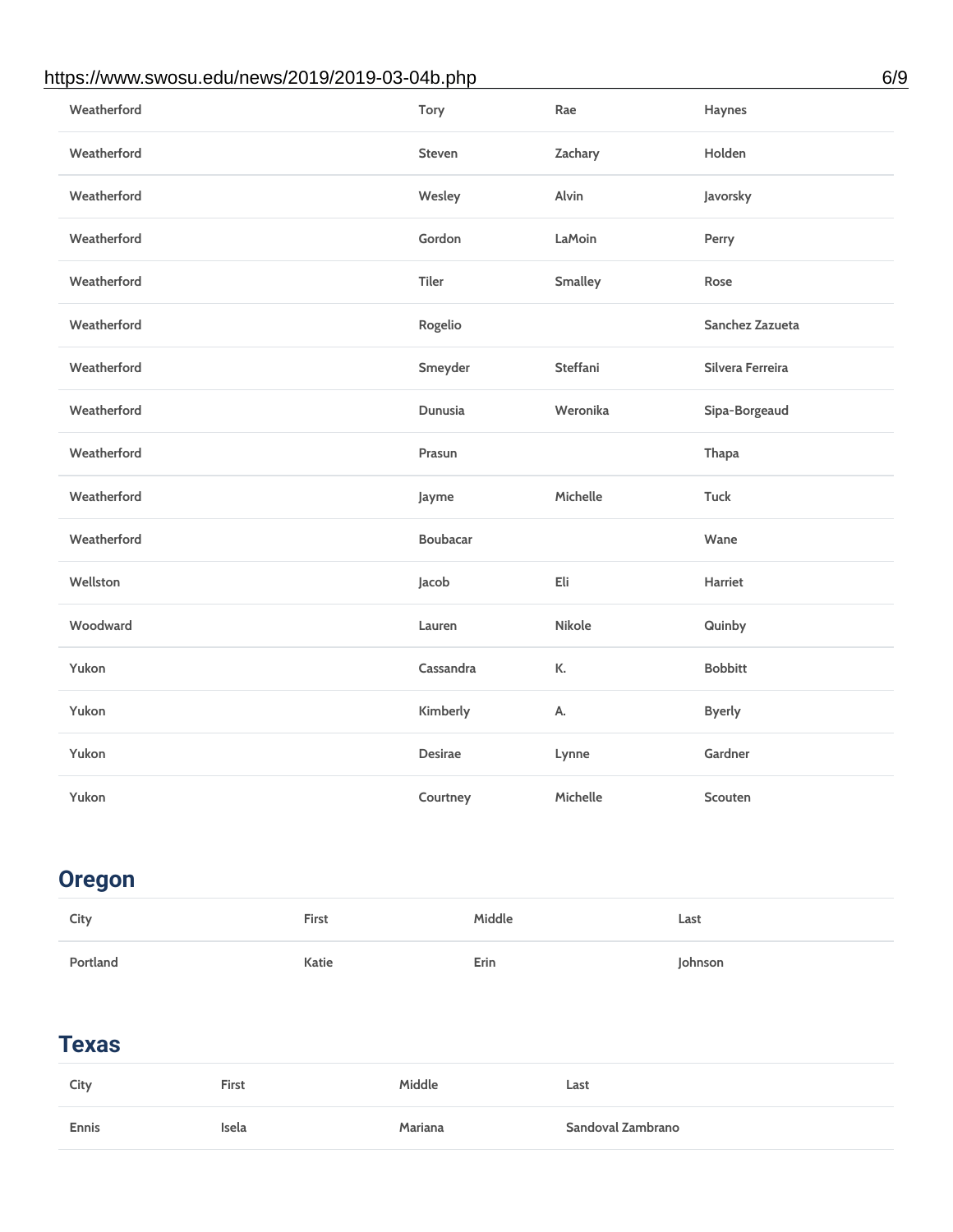| | | | |
|---|---|---|---|
| Weatherford | Tory | Rae | Haynes |
| Weatherford | Steven | Zachary | Holden |
| Weatherford | Wesley | Alvin | Javorsky |
| Weatherford | Gordon | LaMoin | Perry |
| Weatherford | Tiler | Smalley | Rose |
| Weatherford | Rogelio | | Sanchez Zazueta |
| Weatherford | Smeyder | Steffani | Silvera Ferreira |
| Weatherford | Dunusia | Weronika | Sipa-Borgeaud |
| Weatherford | Prasun | | Thapa |
| Weatherford | Jayme | Michelle | Tuck |
| Weatherford | Boubacar | | Wane |
| Wellston | Jacob | Eli | Harriet |
| Woodward | Lauren | Nikole | Quinby |
| Yukon | Cassandra | K. | Bobbitt |
| Yukon | Kimberly | A. | Byerly |
| Yukon | Desirae | Lynne | Gardner |
| Yukon | Courtney | Michelle | Scouten |

## Oregon

| City | First | Middle | Last |
|---|---|---|---|
| Portland | Katie | Erin | Johnson |

## Texas

| City | First | Middle | Last |
|---|---|---|---|
| Ennis | Isela | Mariana | Sandoval Zambrano |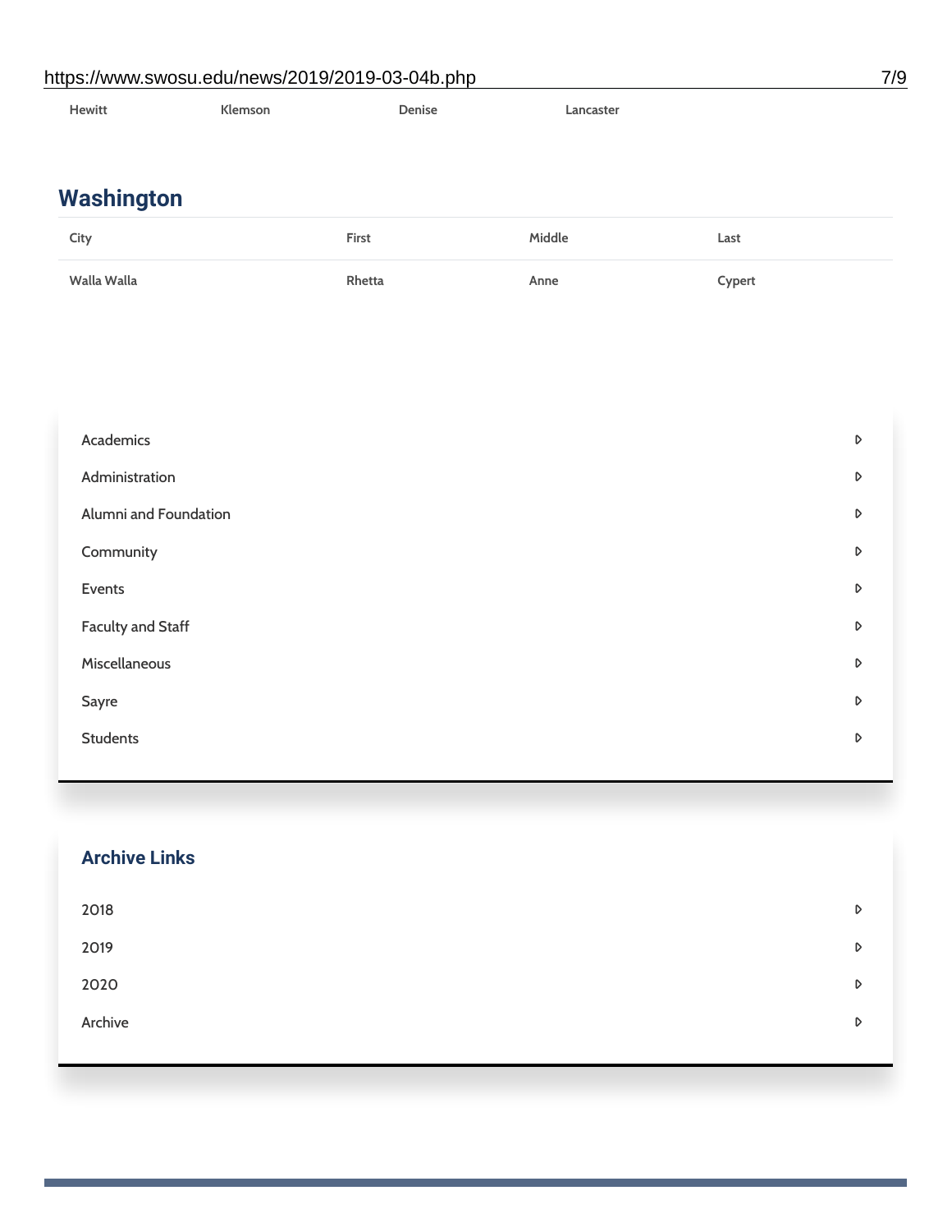| | | | |
|---|---|---|---|
| Hewitt | Klemson | Denise | Lancaster |

## Washington

| City | First | Middle | Last |
|---|---|---|---|
| Walla Walla | Rhetta | Anne | Cypert |

- Academics
- Administration
- Alumni and Foundation
- Community
- Events
- Faculty and Staff
- Miscellaneous
- Sayre
- Students

### Archive Links

- 2018
- 2019
- 2020
- Archive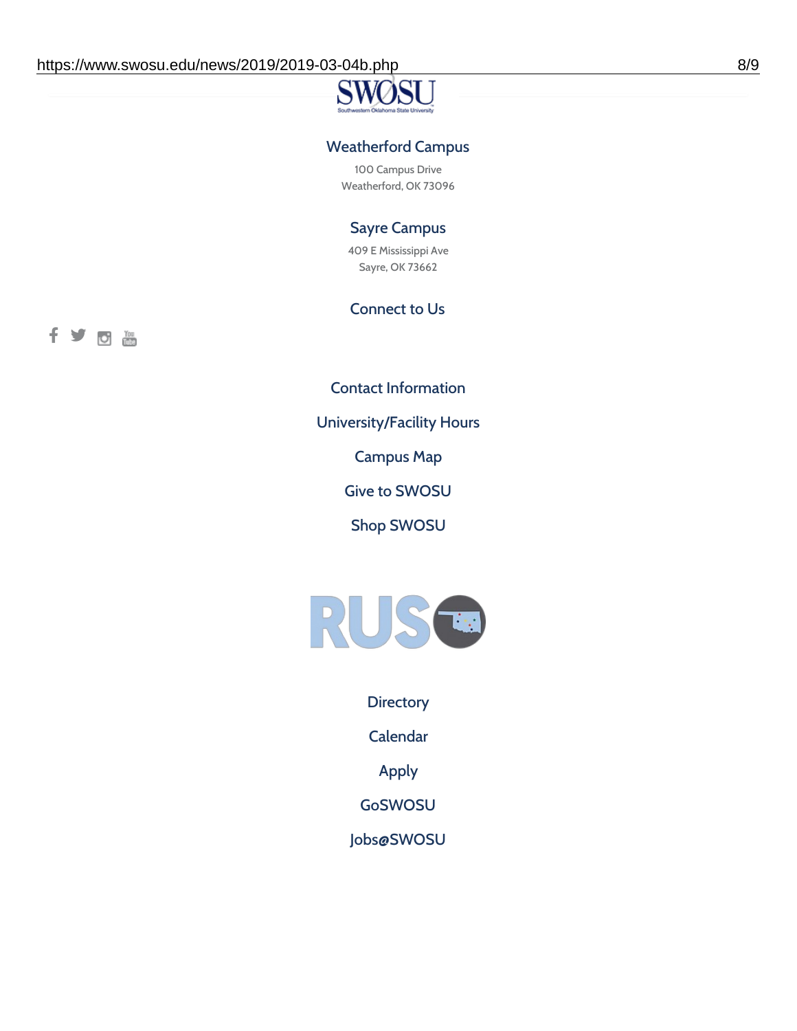### Weatherford Campus

100 Campus Drive
Weatherford, OK 73096

### Sayre Campus

409 E Mississippi Ave
Sayre, OK 73662

### Connect to Us

Contact Information

University/Facility Hours

Campus Map

Give to SWOSU

Shop SWOSU

Directory

Calendar

Apply

GoSWOSU

Jobs@SWOSU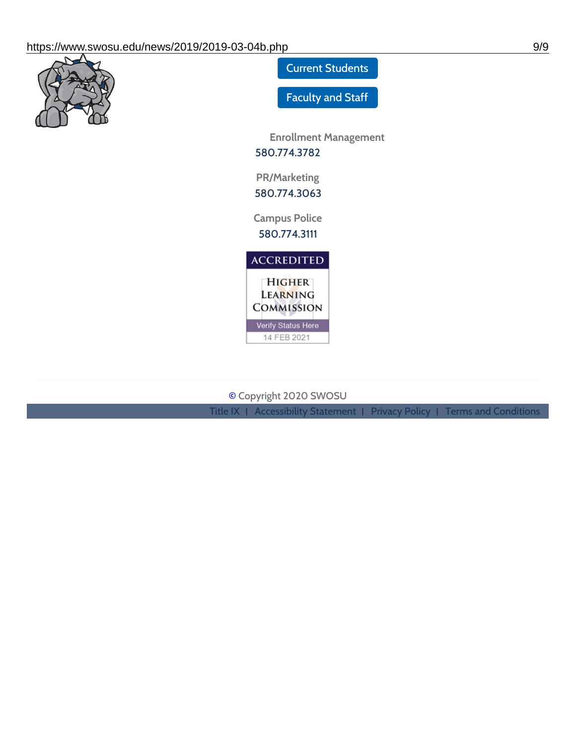Current Students

Faculty and Staff

Enrollment Management
580.774.3782

PR/Marketing
580.774.3063

Campus Police
580.774.3111

ACCREDITED

HIGHER LEARNING COMMISSION

Verify Status Here

14 FEB 2021

© Copyright 2020 SWOSU

Title IX | Accessibility Statement | Privacy Policy | Terms and Conditions